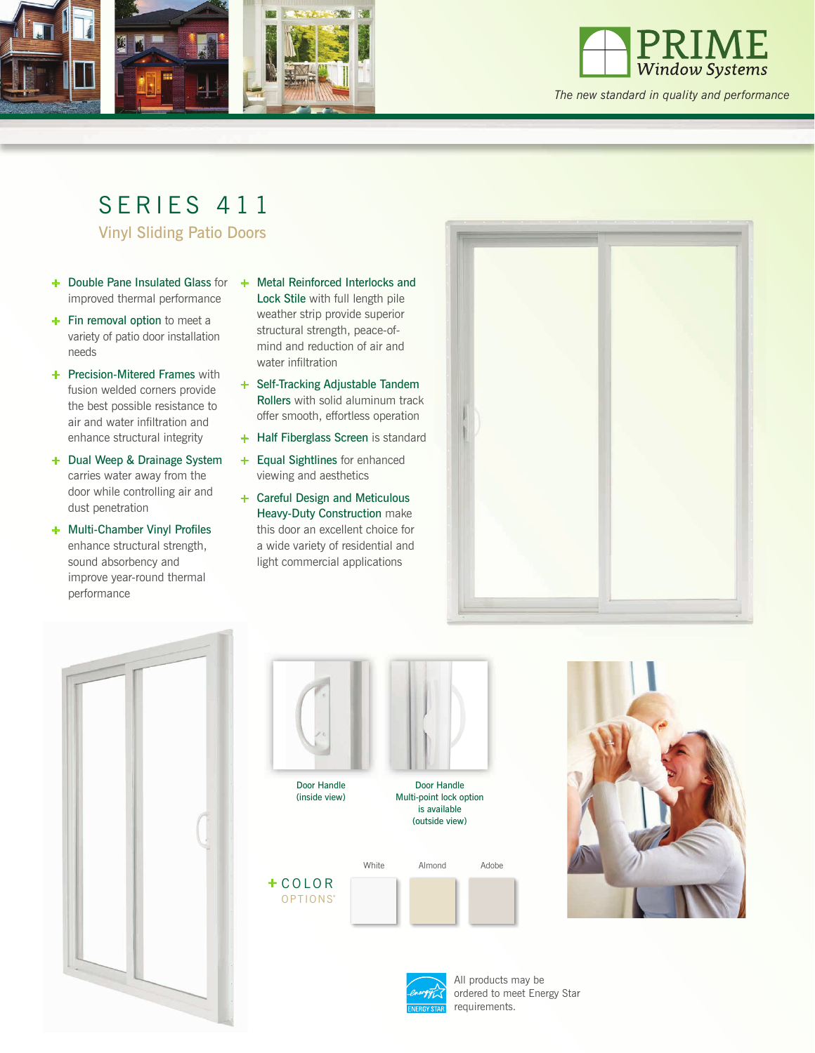PRIME
*Window Systems*

*The new standard in quality and performance*

# SERIES 411

## Vinyl Sliding Patio Doors

- **Double Pane Insulated Glass** for improved thermal performance
- **Fin removal option** to meet a variety of patio door installation needs
- **Precision-Mitered Frames** with fusion welded corners provide the best possible resistance to air and water infiltration and enhance structural integrity
- **Dual Weep & Drainage System** carries water away from the door while controlling air and dust penetration
- **Multi-Chamber Vinyl Profiles** enhance structural strength, sound absorbency and improve year-round thermal performance
- **Metal Reinforced Interlocks and Lock Stile** with full length pile weather strip provide superior structural strength, peace-of-mind and reduction of air and water infiltration
- **Self-Tracking Adjustable Tandem Rollers** with solid aluminum track offer smooth, effortless operation
- **Half Fiberglass Screen** is standard
- **Equal Sightlines** for enhanced viewing and aesthetics
- **Careful Design and Meticulous Heavy-Duty Construction** make this door an excellent choice for a wide variety of residential and light commercial applications

Door Handle (inside view)

Door Handle Multi-point lock option is available (outside view)

**+ COLOR OPTIONS***

White | Almond | Adobe

All products may be ordered to meet Energy Star requirements.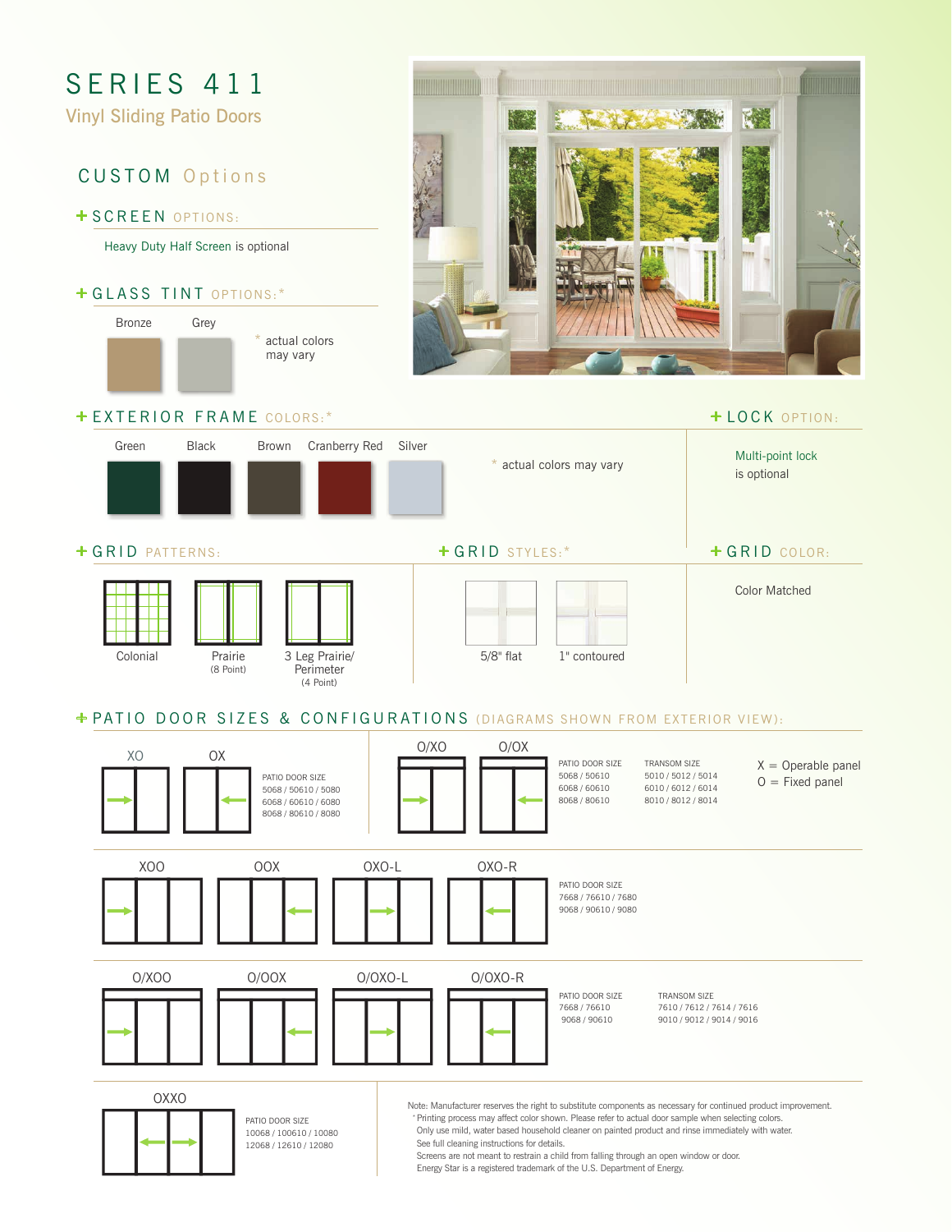# SERIES 411

## Vinyl Sliding Patio Doors

## CUSTOM Options

### + SCREEN OPTIONS:

Heavy Duty Half Screen is optional

### + GLASS TINT OPTIONS:*

Bronze

Grey

* actual colors may vary

### + EXTERIOR FRAME COLORS:*

Green

Black

Brown

Cranberry Red

Silver

* actual colors may vary

### + LOCK OPTION:

Multi-point lock is optional

### + GRID PATTERNS:

Colonial

Prairie (8 Point)

3 Leg Prairie/ Perimeter (4 Point)

### + GRID STYLES:*

5/8" flat

1" contoured

### + GRID COLOR:

Color Matched

### + PATIO DOOR SIZES & CONFIGURATIONS (DIAGRAMS SHOWN FROM EXTERIOR VIEW):

X = Operable panel
O = Fixed panel

**XO, OX**

PATIO DOOR SIZE
5068 / 50610 / 5080
6068 / 60610 / 6080
8068 / 80610 / 8080

**O/XO, O/OX**

PATIO DOOR SIZE
5068 / 50610
6068 / 60610
8068 / 80610

TRANSOM SIZE
5010 / 5012 / 5014
6010 / 6012 / 6014
8010 / 8012 / 8014

**XOO, OOX, OXO-L, OXO-R**

PATIO DOOR SIZE
7668 / 76610 / 7680
9068 / 90610 / 9080

**O/XOO, O/OOX, O/OXO-L, O/OXO-R**

PATIO DOOR SIZE
7668 / 76610
9068 / 90610

TRANSOM SIZE
7610 / 7612 / 7614 / 7616
9010 / 9012 / 9014 / 9016

**OXXO**

PATIO DOOR SIZE
10068 / 100610 / 10080
12068 / 12610 / 12080

Note: Manufacturer reserves the right to substitute components as necessary for continued product improvement.
* Printing process may affect color shown. Please refer to actual door sample when selecting colors.
Only use mild, water based household cleaner on painted product and rinse immediately with water.
See full cleaning instructions for details.
Screens are not meant to restrain a child from falling through an open window or door.
Energy Star is a registered trademark of the U.S. Department of Energy.